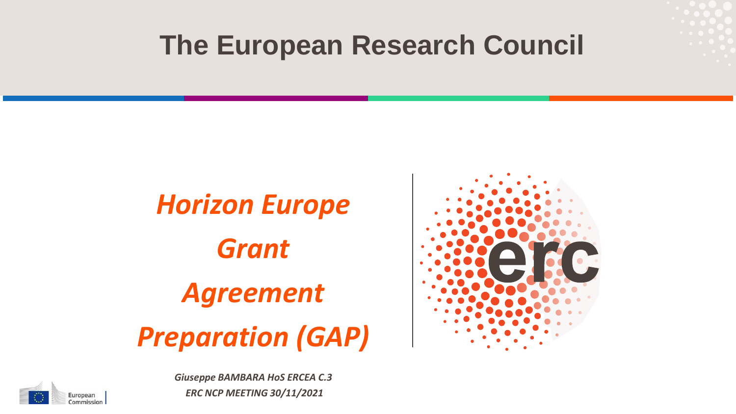# The European Research Council

## *Horizon Europe Grant Agreement Preparation (GAP)*

erc

*Giuseppe BAMBARA HoS ERCEA C.3*

*ERC NCP MEETING 30/11/2021*

European Commission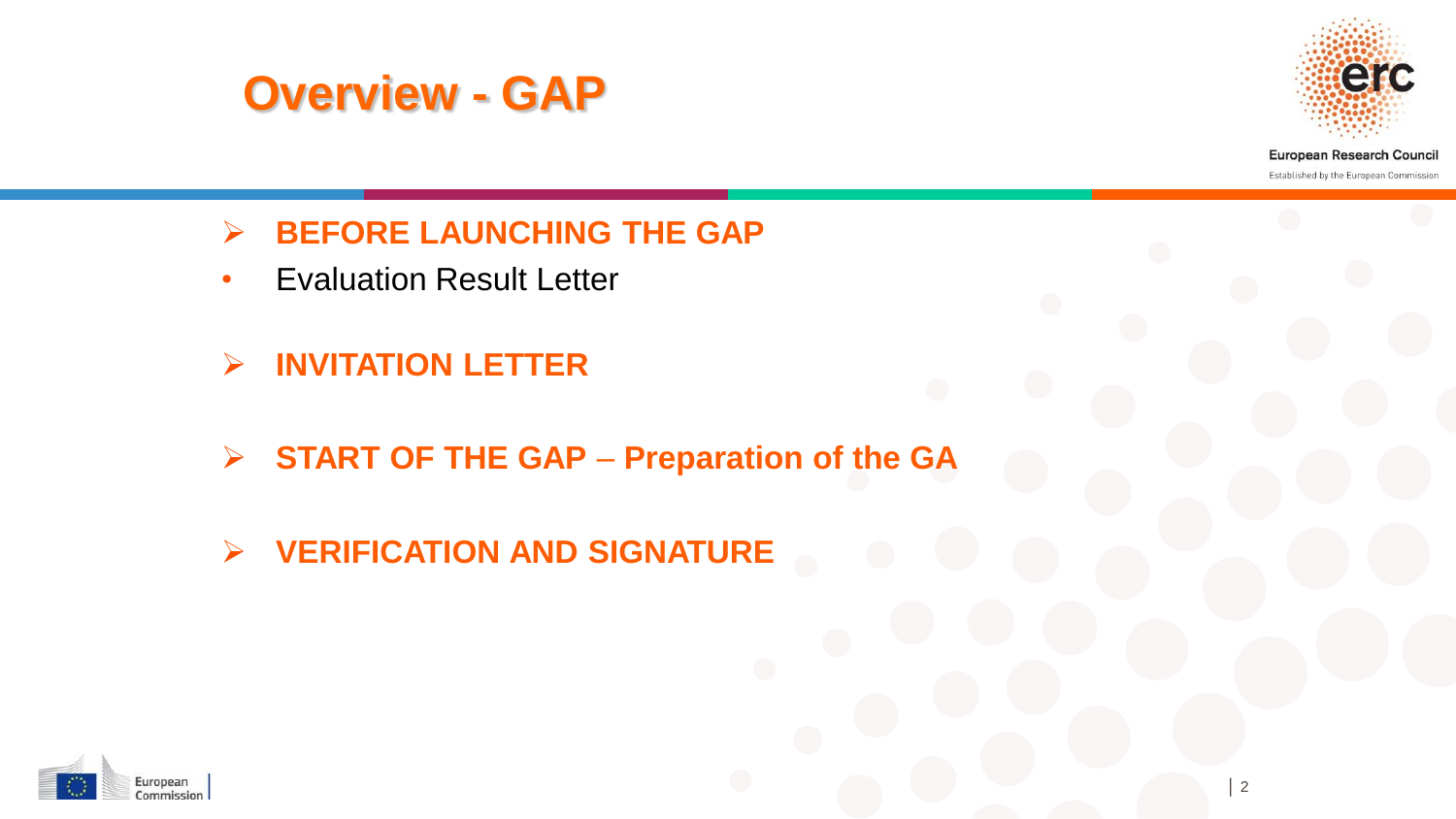# Overview - GAP

- **BEFORE LAUNCHING THE GAP**
  - Evaluation Result Letter
- **INVITATION LETTER**
- **START OF THE GAP – Preparation of the GA**
- **VERIFICATION AND SIGNATURE**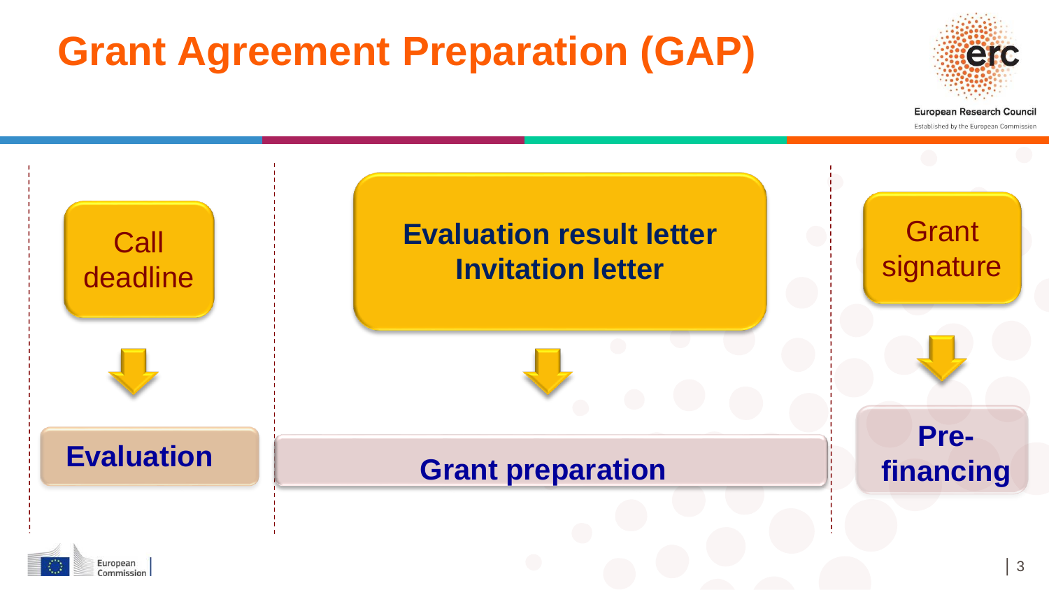# Grant Agreement Preparation (GAP)

European Research Council

Established by the European Commission

Call deadline

**Evaluation**

**Evaluation result letter**
**Invitation letter**

**Grant preparation**

Grant signature

**Pre-financing**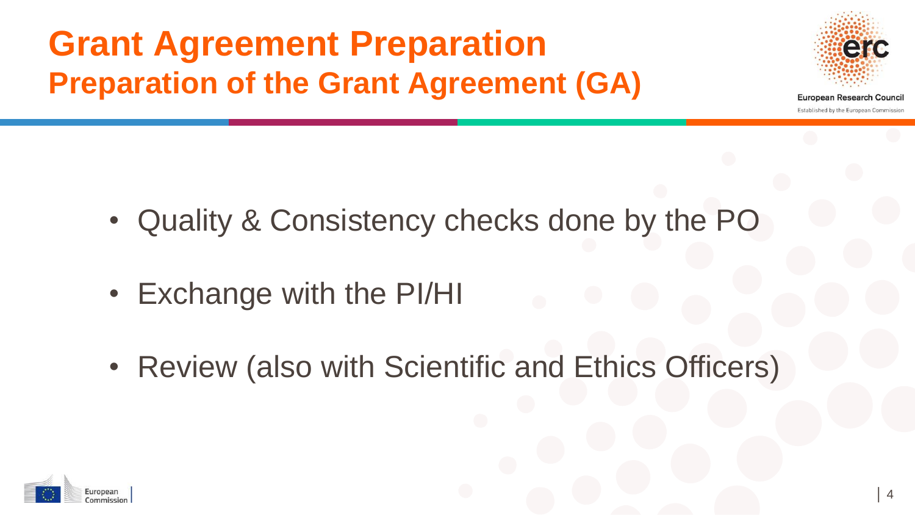# Grant Agreement Preparation

## Preparation of the Grant Agreement (GA)

- Quality & Consistency checks done by the PO
- Exchange with the PI/HI
- Review (also with Scientific and Ethics Officers)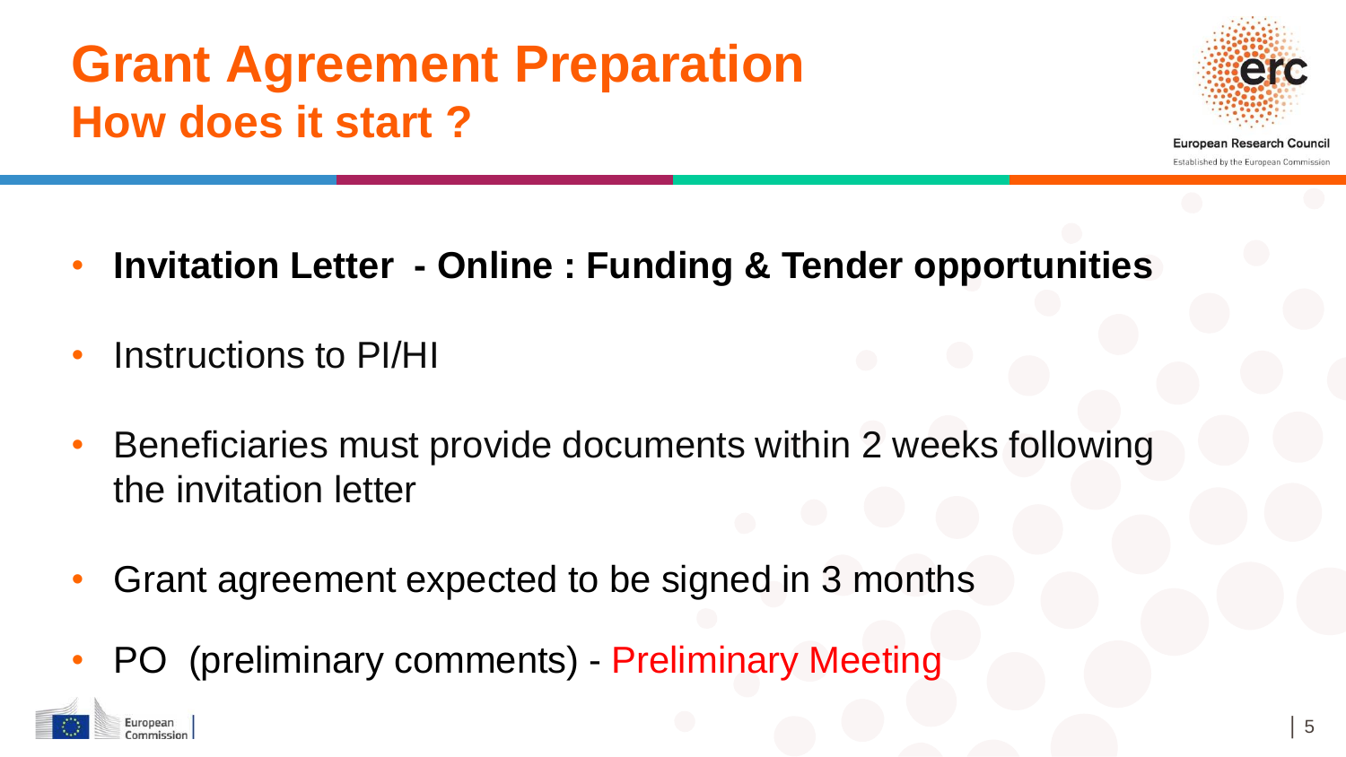# Grant Agreement Preparation

## How does it start ?

- **Invitation Letter - Online : Funding & Tender opportunities**
- Instructions to PI/HI
- Beneficiaries must provide documents within 2 weeks following the invitation letter
- Grant agreement expected to be signed in 3 months
- PO (preliminary comments) - Preliminary Meeting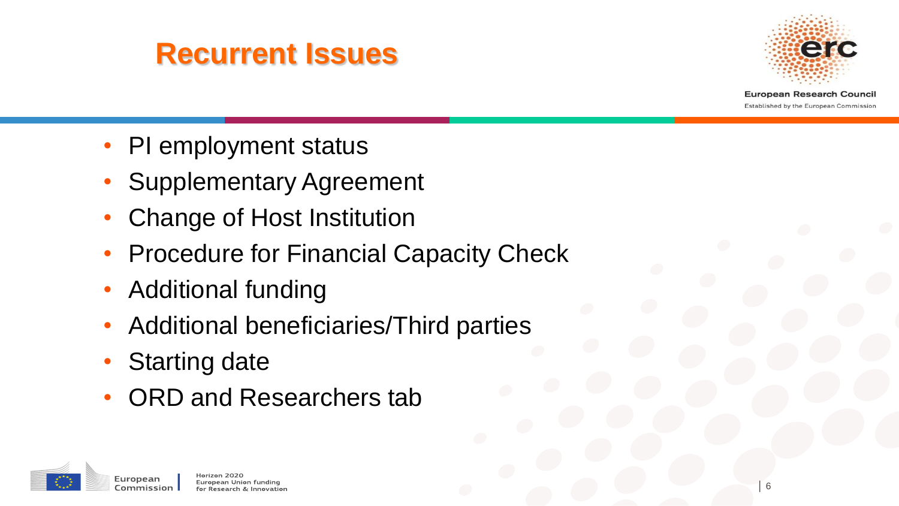# Recurrent Issues

- PI employment status
- Supplementary Agreement
- Change of Host Institution
- Procedure for Financial Capacity Check
- Additional funding
- Additional beneficiaries/Third parties
- Starting date
- ORD and Researchers tab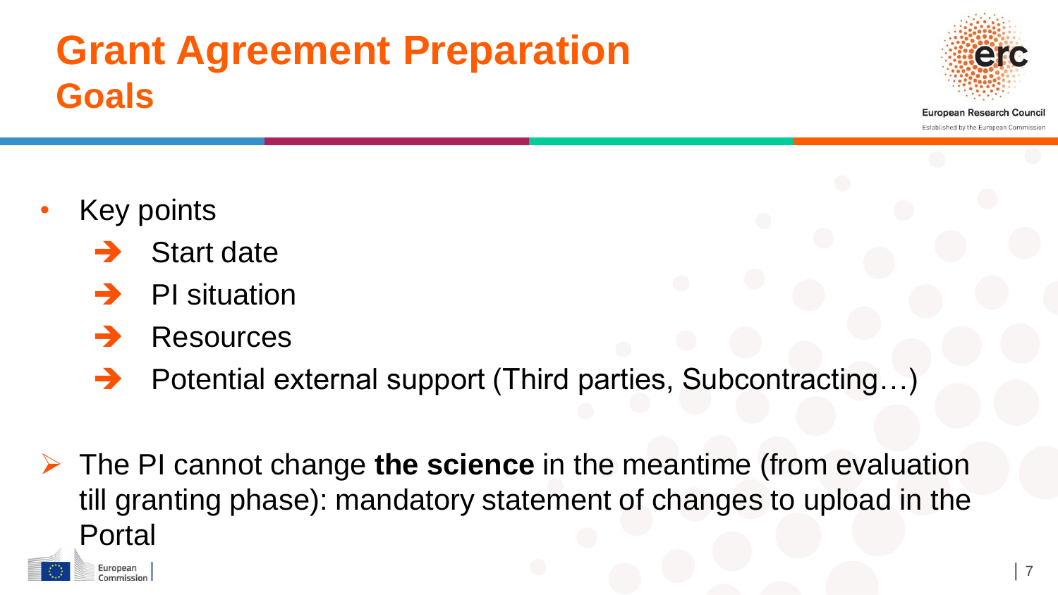# Grant Agreement Preparation
## Goals

- Key points
  - ➔ Start date
  - ➔ PI situation
  - ➔ Resources
  - ➔ Potential external support (Third parties, Subcontracting…)

➢ The PI cannot change **the science** in the meantime (from evaluation till granting phase): mandatory statement of changes to upload in the Portal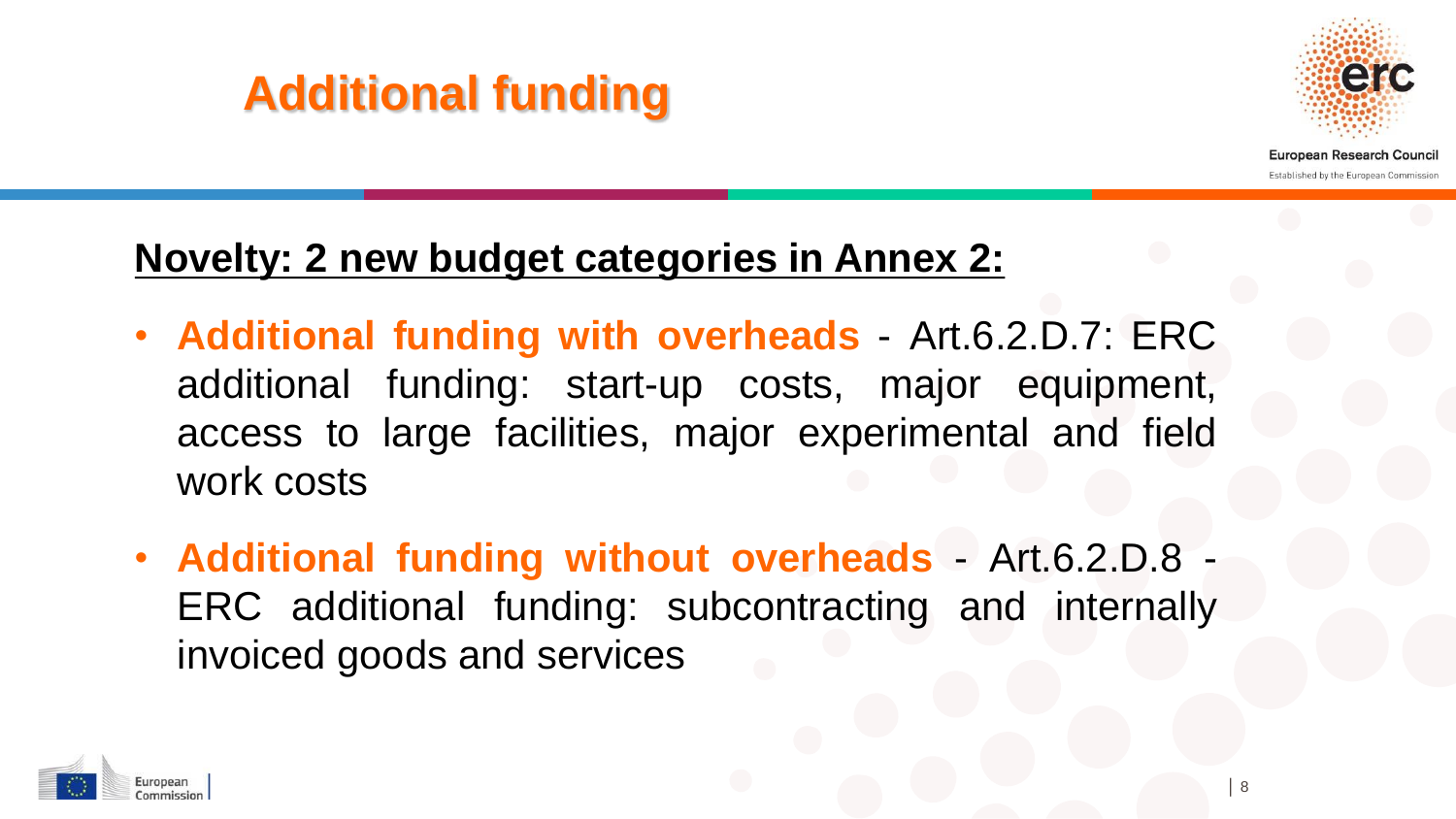# Additional funding

**Novelty: 2 new budget categories in Annex 2:**

- **Additional funding with overheads** - Art.6.2.D.7: ERC additional funding: start-up costs, major equipment, access to large facilities, major experimental and field work costs
- **Additional funding without overheads** - Art.6.2.D.8 - ERC additional funding: subcontracting and internally invoiced goods and services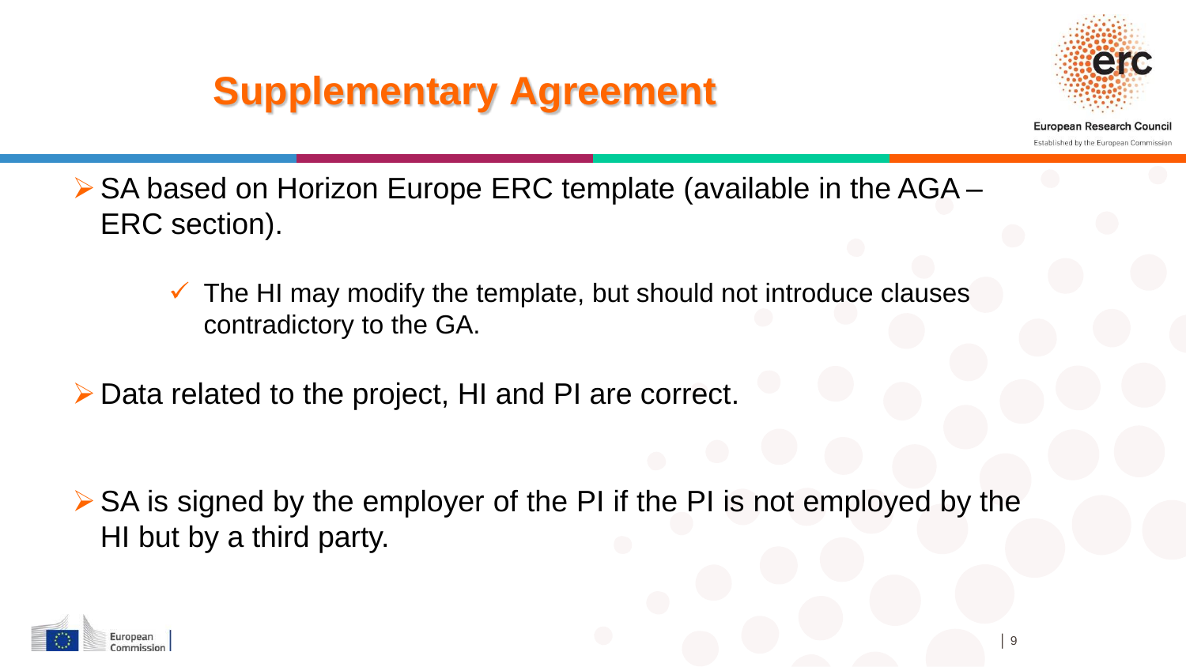# Supplementary Agreement

- SA based on Horizon Europe ERC template (available in the AGA – ERC section).
  - The HI may modify the template, but should not introduce clauses contradictory to the GA.
- Data related to the project, HI and PI are correct.
- SA is signed by the employer of the PI if the PI is not employed by the HI but by a third party.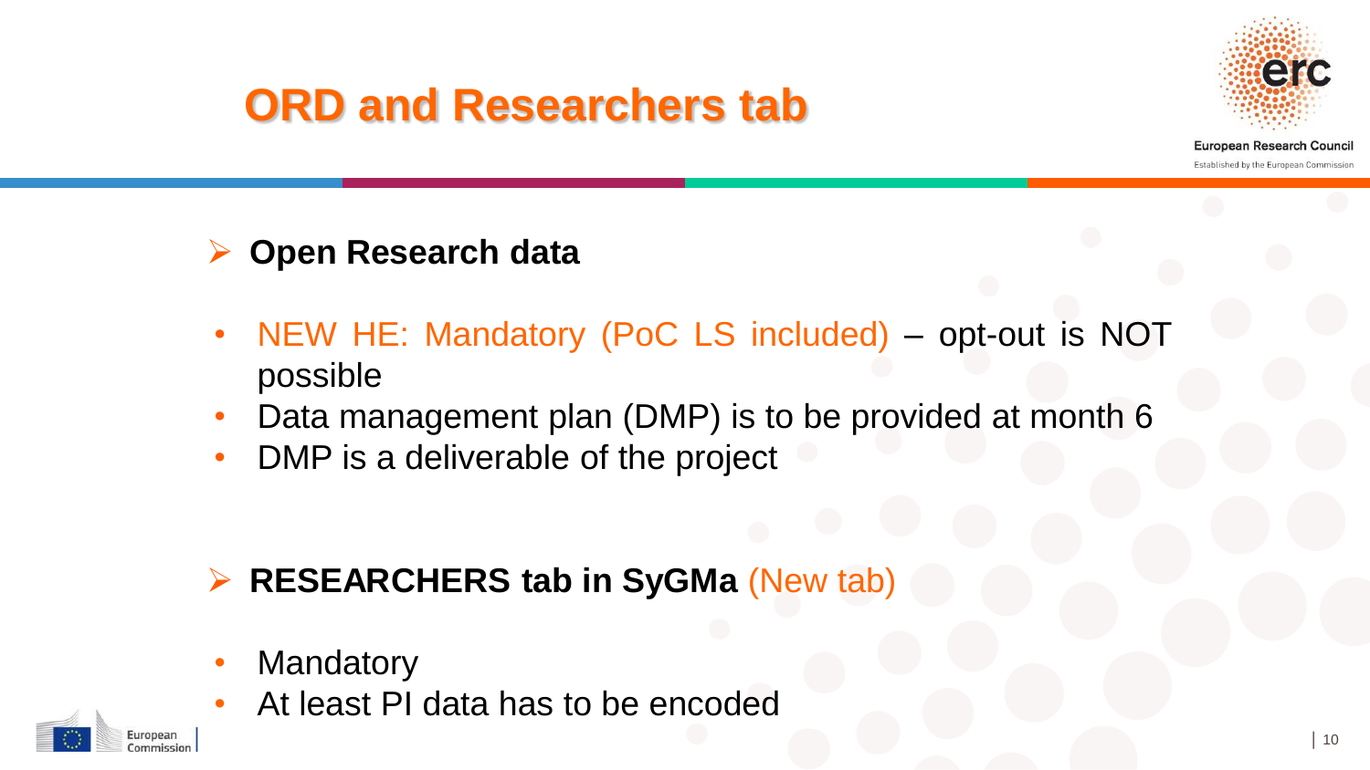# ORD and Researchers tab

- **Open Research data**

  - NEW HE: Mandatory (PoC LS included) – opt-out is NOT possible
  - Data management plan (DMP) is to be provided at month 6
  - DMP is a deliverable of the project

- **RESEARCHERS tab in SyGMa** (New tab)

  - Mandatory
  - At least PI data has to be encoded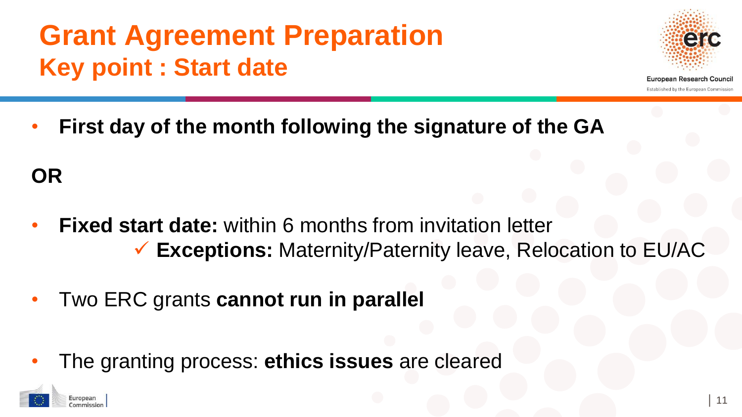# Grant Agreement Preparation

## Key point : Start date

- **First day of the month following the signature of the GA**

**OR**

- **Fixed start date:** within 6 months from invitation letter
  - ✓ **Exceptions:** Maternity/Paternity leave, Relocation to EU/AC
- Two ERC grants **cannot run in parallel**
- The granting process: **ethics issues** are cleared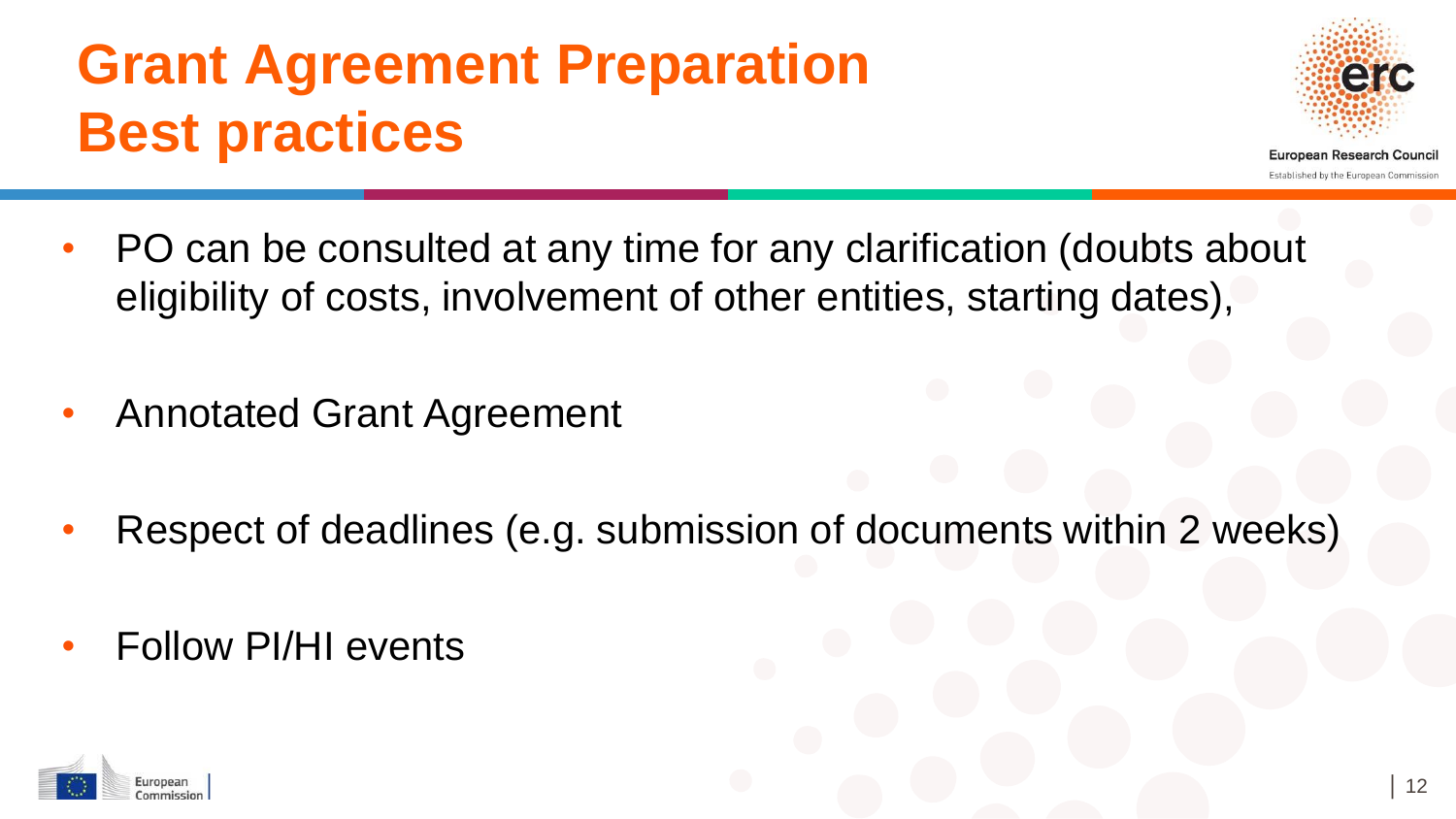# Grant Agreement Preparation
# Best practices

- PO can be consulted at any time for any clarification (doubts about eligibility of costs, involvement of other entities, starting dates),
- Annotated Grant Agreement
- Respect of deadlines (e.g. submission of documents within 2 weeks)
- Follow PI/HI events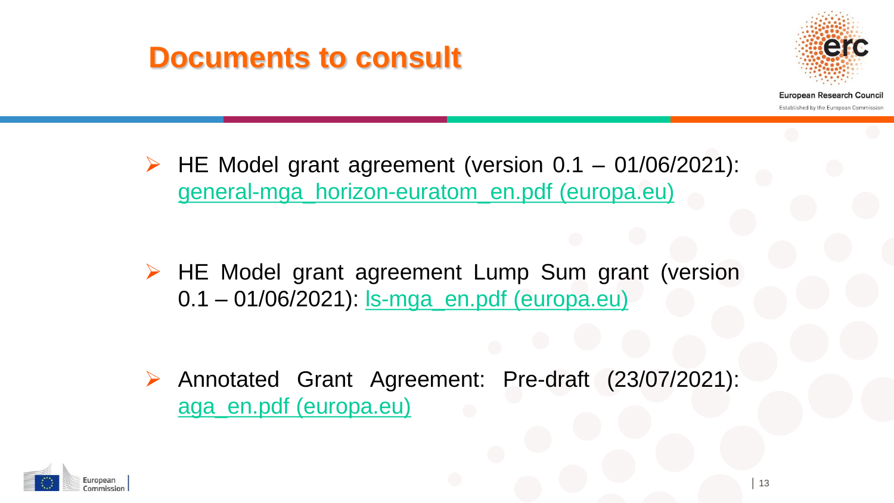# Documents to consult

- HE Model grant agreement (version 0.1 – 01/06/2021): general-mga_horizon-euratom_en.pdf (europa.eu)

- HE Model grant agreement Lump Sum grant (version 0.1 – 01/06/2021): ls-mga_en.pdf (europa.eu)

- Annotated Grant Agreement: Pre-draft (23/07/2021): aga_en.pdf (europa.eu)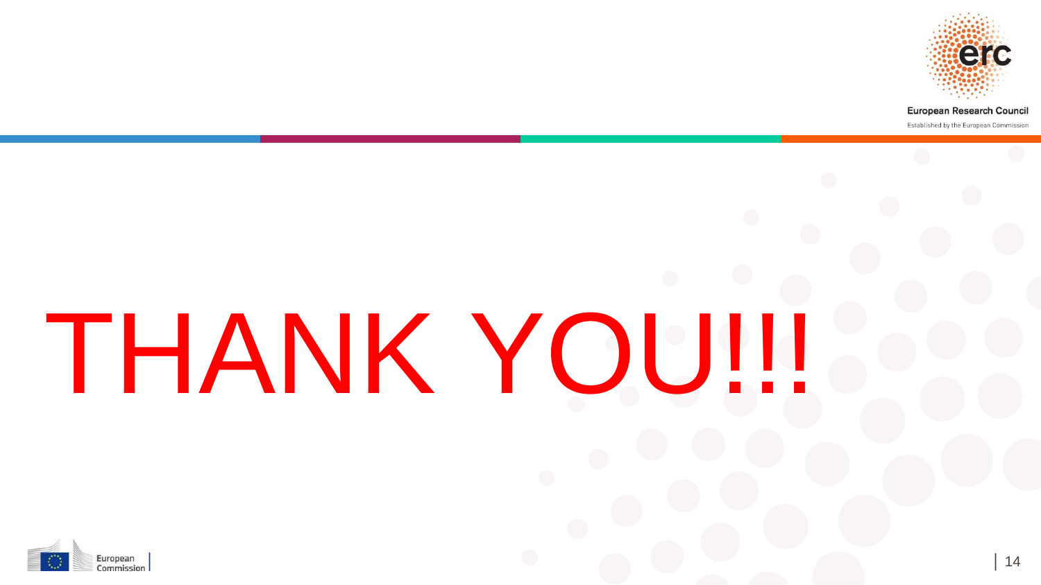# THANK YOU!!!